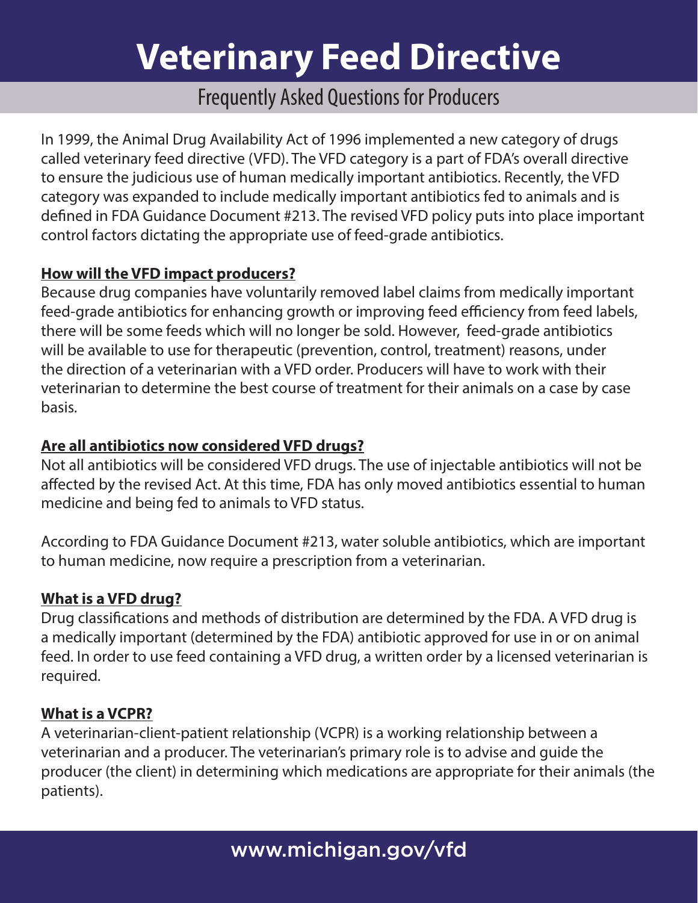# Veterinary Feed Directive

## Frequently Asked Questions for Producers

In 1999, the Animal Drug Availability Act of 1996 implemented a new category of drugs called veterinary feed directive (VFD). The VFD category is a part of FDA's overall directive to ensure the judicious use of human medically important antibiotics. Recently, the VFD category was expanded to include medically important antibiotics fed to animals and is defined in FDA Guidance Document #213. The revised VFD policy puts into place important control factors dictating the appropriate use of feed-grade antibiotics.

### How will the VFD impact producers?

Because drug companies have voluntarily removed label claims from medically important feed-grade antibiotics for enhancing growth or improving feed efficiency from feed labels, there will be some feeds which will no longer be sold. However, feed-grade antibiotics will be available to use for therapeutic (prevention, control, treatment) reasons, under the direction of a veterinarian with a VFD order. Producers will have to work with their veterinarian to determine the best course of treatment for their animals on a case by case basis.

### Are all antibiotics now considered VFD drugs?

Not all antibiotics will be considered VFD drugs. The use of injectable antibiotics will not be affected by the revised Act. At this time, FDA has only moved antibiotics essential to human medicine and being fed to animals to VFD status.

According to FDA Guidance Document #213, water soluble antibiotics, which are important to human medicine, now require a prescription from a veterinarian.

### What is a VFD drug?

Drug classifications and methods of distribution are determined by the FDA. A VFD drug is a medically important (determined by the FDA) antibiotic approved for use in or on animal feed. In order to use feed containing a VFD drug, a written order by a licensed veterinarian is required.

### What is a VCPR?

A veterinarian-client-patient relationship (VCPR) is a working relationship between a veterinarian and a producer. The veterinarian's primary role is to advise and guide the producer (the client) in determining which medications are appropriate for their animals (the patients).

www.michigan.gov/vfd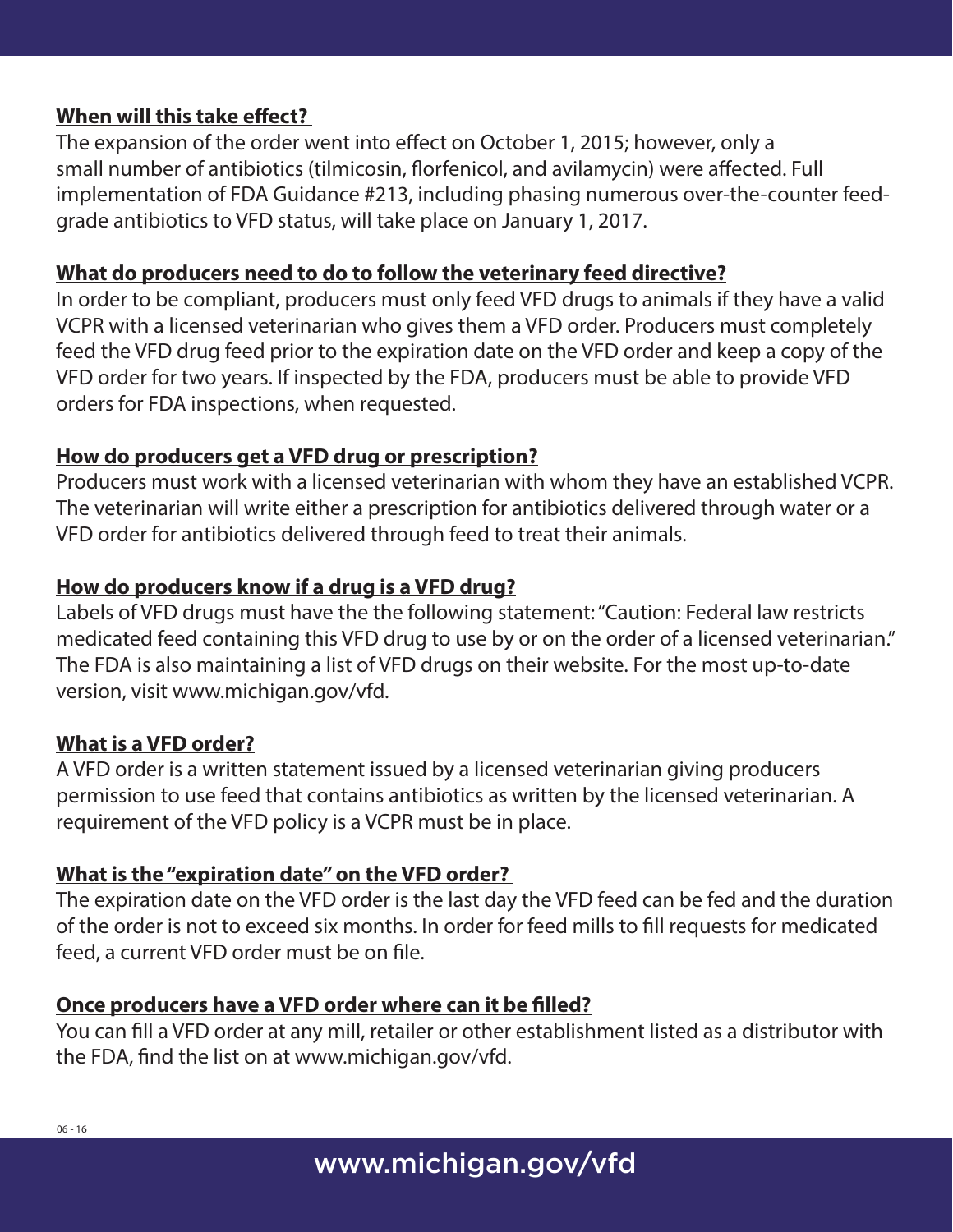**When will this take effect?**

The expansion of the order went into effect on October 1, 2015; however, only a small number of antibiotics (tilmicosin, florfenicol, and avilamycin) were affected. Full implementation of FDA Guidance #213, including phasing numerous over-the-counter feed-grade antibiotics to VFD status, will take place on January 1, 2017.

**What do producers need to do to follow the veterinary feed directive?**

In order to be compliant, producers must only feed VFD drugs to animals if they have a valid VCPR with a licensed veterinarian who gives them a VFD order. Producers must completely feed the VFD drug feed prior to the expiration date on the VFD order and keep a copy of the VFD order for two years. If inspected by the FDA, producers must be able to provide VFD orders for FDA inspections, when requested.

**How do producers get a VFD drug or prescription?**

Producers must work with a licensed veterinarian with whom they have an established VCPR. The veterinarian will write either a prescription for antibiotics delivered through water or a VFD order for antibiotics delivered through feed to treat their animals.

**How do producers know if a drug is a VFD drug?**

Labels of VFD drugs must have the the following statement: "Caution: Federal law restricts medicated feed containing this VFD drug to use by or on the order of a licensed veterinarian." The FDA is also maintaining a list of VFD drugs on their website. For the most up-to-date version, visit www.michigan.gov/vfd.

**What is a VFD order?**

A VFD order is a written statement issued by a licensed veterinarian giving producers permission to use feed that contains antibiotics as written by the licensed veterinarian. A requirement of the VFD policy is a VCPR must be in place.

**What is the "expiration date" on the VFD order?**

The expiration date on the VFD order is the last day the VFD feed can be fed and the duration of the order is not to exceed six months. In order for feed mills to fill requests for medicated feed, a current VFD order must be on file.

**Once producers have a VFD order where can it be filled?**

You can fill a VFD order at any mill, retailer or other establishment listed as a distributor with the FDA, find the list on at www.michigan.gov/vfd.

06 - 16

www.michigan.gov/vfd